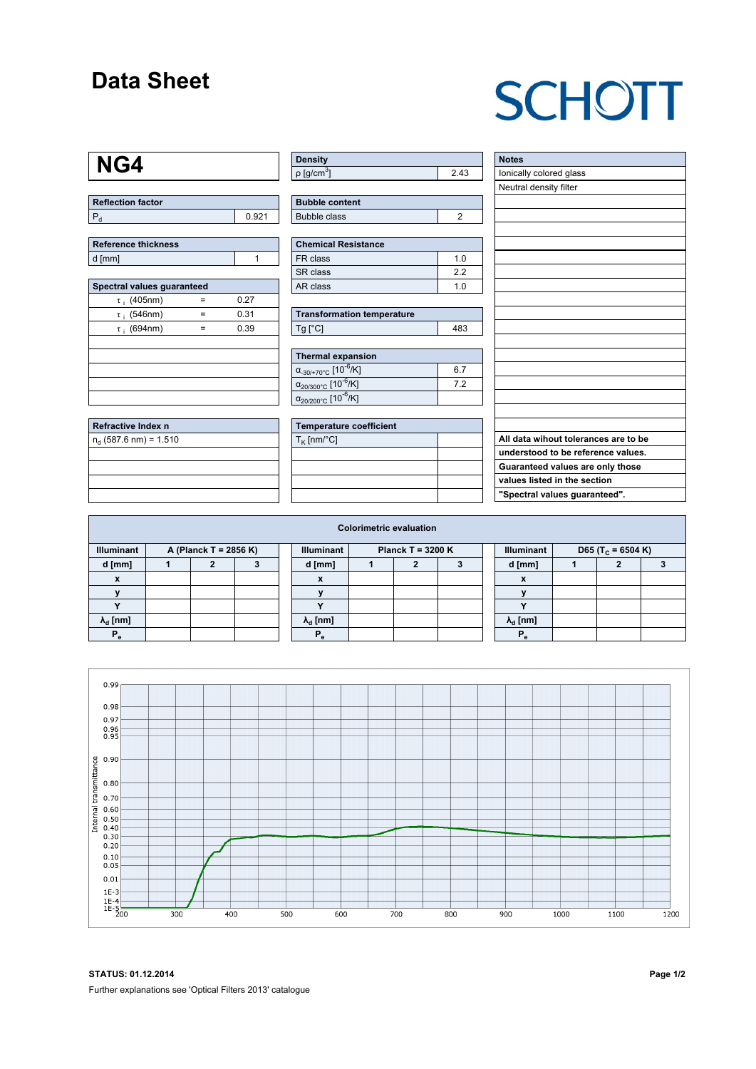# Data Sheet

SCHOTT

# NG4

| Reflection factor | |
|---|---|
| $P_d$ | 0.921 |

| Reference thickness | |
|---|---|
| d [mm] | 1 |

| Spectral values guaranteed | | |
|---|---|---|
| $\tau_i$ (405nm) | = | 0.27 |
| $\tau_i$ (546nm) | = | 0.31 |
| $\tau_i$ (694nm) | = | 0.39 |

| Refractive Index n |
|---|
| $n_d$ (587.6 nm) = 1.510 |

| Density | |
|---|---|
| $\rho$ [g/cm$^3$] | 2.43 |

| Bubble content | |
|---|---|
| Bubble class | 2 |

| Chemical Resistance | |
|---|---|
| FR class | 1.0 |
| SR class | 2.2 |
| AR class | 1.0 |

| Transformation temperature | |
|---|---|
| Tg [°C] | 483 |

| Thermal expansion | |
|---|---|
| $\alpha_{-30/+70°C}$ [$10^{-6}$/K] | 6.7 |
| $\alpha_{20/300°C}$ [$10^{-6}$/K] | 7.2 |
| $\alpha_{20/200°C}$ [$10^{-6}$/K] | |

| Temperature coefficient | |
|---|---|
| $T_K$ [nm/°C] | |

| Notes |
|---|
| Ionically colored glass |
| Neutral density filter |

**All data wihout tolerances are to be understood to be reference values. Guaranteed values are only those values listed in the section "Spectral values guaranteed".**

## Colorimetric evaluation

| Illuminant | A (Planck T = 2856 K) | | |
|---|---|---|---|
| d [mm] | 1 | 2 | 3 |
| x | | | |
| y | | | |
| Y | | | |
| $\lambda_d$ [nm] | | | |
| $P_e$ | | | |

| Illuminant | Planck T = 3200 K | | |
|---|---|---|---|
| d [mm] | 1 | 2 | 3 |
| x | | | |
| y | | | |
| Y | | | |
| $\lambda_d$ [nm] | | | |
| $P_e$ | | | |

| Illuminant | D65 ($T_C$ = 6504 K) | | |
|---|---|---|---|
| d [mm] | 1 | 2 | 3 |
| x | | | |
| y | | | |
| Y | | | |
| $\lambda_d$ [nm] | | | |
| $P_e$ | | | |

**STATUS: 01.12.2014**

Further explanations see 'Optical Filters 2013' catalogue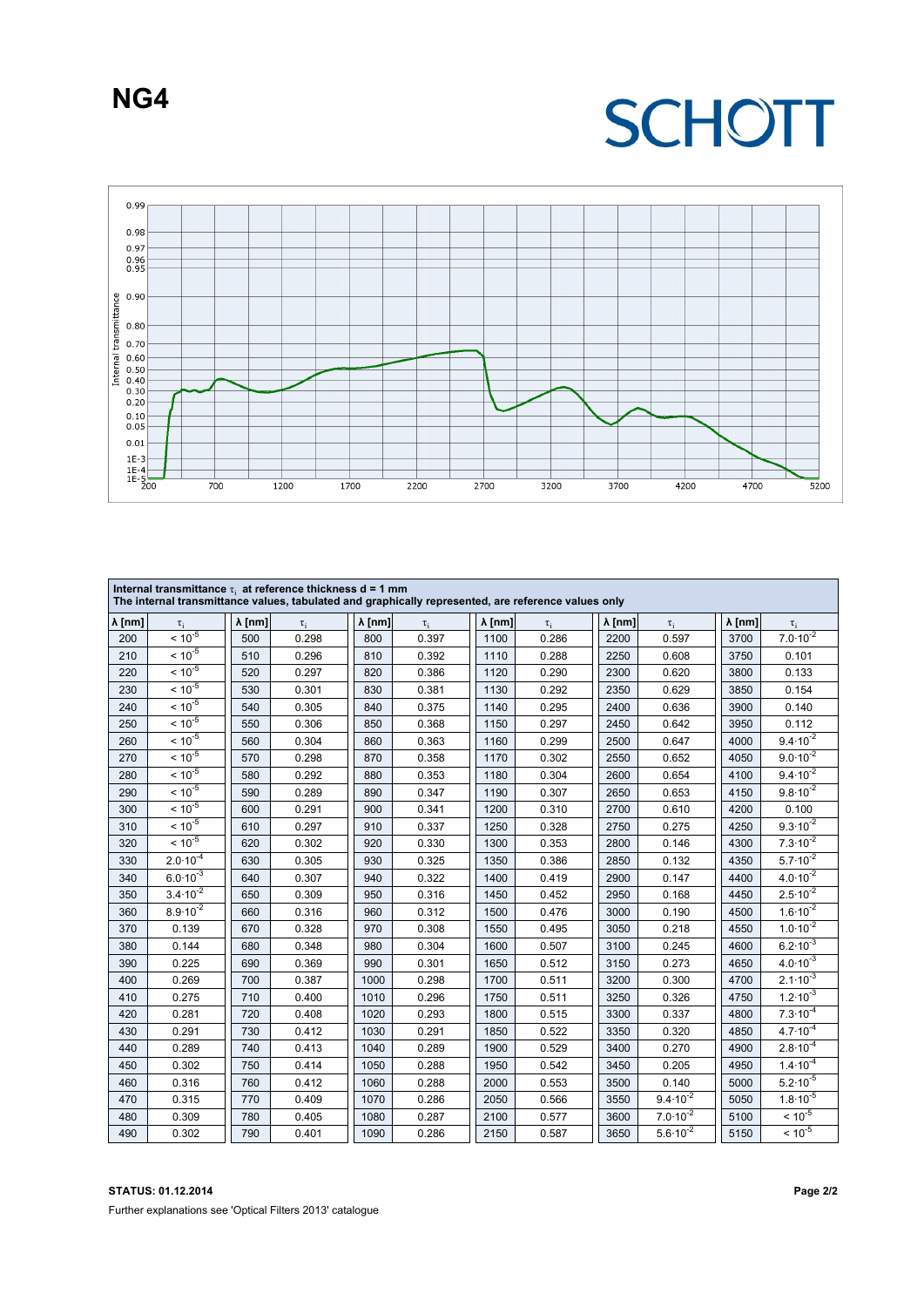# NG4

SCHOTT

0.99
0.98
0.97
0.96
0.95
0.90
0.80
0.70
0.60
0.50
0.40
0.30
0.20
0.10
0.05
0.01
1E-3
1E-4
1E-5

Internal transmittance

200
700
1200
1700
2200
2700
3200
3700
4200
4700
5200

**Internal transmittance $\tau_i$ at reference thickness d = 1 mm**
**The internal transmittance values, tabulated and graphically represented, are reference values only**

| λ [nm] | $\tau_i$ | λ [nm] | $\tau_i$ | λ [nm] | $\tau_i$ | λ [nm] | $\tau_i$ | λ [nm] | $\tau_i$ | λ [nm] | $\tau_i$ |
|---|---|---|---|---|---|---|---|---|---|---|---|
| 200 | $< 10^{-5}$ | 500 | 0.298 | 800 | 0.397 | 1100 | 0.286 | 2200 | 0.597 | 3700 | $7.0 \cdot 10^{-2}$ |
| 210 | $< 10^{-5}$ | 510 | 0.296 | 810 | 0.392 | 1110 | 0.288 | 2250 | 0.608 | 3750 | 0.101 |
| 220 | $< 10^{-5}$ | 520 | 0.297 | 820 | 0.386 | 1120 | 0.290 | 2300 | 0.620 | 3800 | 0.133 |
| 230 | $< 10^{-5}$ | 530 | 0.301 | 830 | 0.381 | 1130 | 0.292 | 2350 | 0.629 | 3850 | 0.154 |
| 240 | $< 10^{-5}$ | 540 | 0.305 | 840 | 0.375 | 1140 | 0.295 | 2400 | 0.636 | 3900 | 0.140 |
| 250 | $< 10^{-5}$ | 550 | 0.306 | 850 | 0.368 | 1150 | 0.297 | 2450 | 0.642 | 3950 | 0.112 |
| 260 | $< 10^{-5}$ | 560 | 0.304 | 860 | 0.363 | 1160 | 0.299 | 2500 | 0.647 | 4000 | $9.4 \cdot 10^{-2}$ |
| 270 | $< 10^{-5}$ | 570 | 0.298 | 870 | 0.358 | 1170 | 0.302 | 2550 | 0.652 | 4050 | $9.0 \cdot 10^{-2}$ |
| 280 | $< 10^{-5}$ | 580 | 0.292 | 880 | 0.353 | 1180 | 0.304 | 2600 | 0.654 | 4100 | $9.4 \cdot 10^{-2}$ |
| 290 | $< 10^{-5}$ | 590 | 0.289 | 890 | 0.347 | 1190 | 0.307 | 2650 | 0.653 | 4150 | $9.8 \cdot 10^{-2}$ |
| 300 | $< 10^{-5}$ | 600 | 0.291 | 900 | 0.341 | 1200 | 0.310 | 2700 | 0.610 | 4200 | 0.100 |
| 310 | $< 10^{-5}$ | 610 | 0.297 | 910 | 0.337 | 1250 | 0.328 | 2750 | 0.275 | 4250 | $9.3 \cdot 10^{-2}$ |
| 320 | $< 10^{-5}$ | 620 | 0.302 | 920 | 0.330 | 1300 | 0.353 | 2800 | 0.146 | 4300 | $7.3 \cdot 10^{-2}$ |
| 330 | $2.0 \cdot 10^{-4}$ | 630 | 0.305 | 930 | 0.325 | 1350 | 0.386 | 2850 | 0.132 | 4350 | $5.7 \cdot 10^{-2}$ |
| 340 | $6.0 \cdot 10^{-3}$ | 640 | 0.307 | 940 | 0.322 | 1400 | 0.419 | 2900 | 0.147 | 4400 | $4.0 \cdot 10^{-2}$ |
| 350 | $3.4 \cdot 10^{-2}$ | 650 | 0.309 | 950 | 0.316 | 1450 | 0.452 | 2950 | 0.168 | 4450 | $2.5 \cdot 10^{-2}$ |
| 360 | $8.9 \cdot 10^{-2}$ | 660 | 0.316 | 960 | 0.312 | 1500 | 0.476 | 3000 | 0.190 | 4500 | $1.6 \cdot 10^{-2}$ |
| 370 | 0.139 | 670 | 0.328 | 970 | 0.308 | 1550 | 0.495 | 3050 | 0.218 | 4550 | $1.0 \cdot 10^{-2}$ |
| 380 | 0.144 | 680 | 0.348 | 980 | 0.304 | 1600 | 0.507 | 3100 | 0.245 | 4600 | $6.2 \cdot 10^{-3}$ |
| 390 | 0.225 | 690 | 0.369 | 990 | 0.301 | 1650 | 0.512 | 3150 | 0.273 | 4650 | $4.0 \cdot 10^{-3}$ |
| 400 | 0.269 | 700 | 0.387 | 1000 | 0.298 | 1700 | 0.511 | 3200 | 0.300 | 4700 | $2.1 \cdot 10^{-3}$ |
| 410 | 0.275 | 710 | 0.400 | 1010 | 0.296 | 1750 | 0.511 | 3250 | 0.326 | 4750 | $1.2 \cdot 10^{-3}$ |
| 420 | 0.281 | 720 | 0.408 | 1020 | 0.293 | 1800 | 0.515 | 3300 | 0.337 | 4800 | $7.3 \cdot 10^{-4}$ |
| 430 | 0.291 | 730 | 0.412 | 1030 | 0.291 | 1850 | 0.522 | 3350 | 0.320 | 4850 | $4.7 \cdot 10^{-4}$ |
| 440 | 0.289 | 740 | 0.413 | 1040 | 0.289 | 1900 | 0.529 | 3400 | 0.270 | 4900 | $2.8 \cdot 10^{-4}$ |
| 450 | 0.302 | 750 | 0.414 | 1050 | 0.288 | 1950 | 0.542 | 3450 | 0.205 | 4950 | $1.4 \cdot 10^{-4}$ |
| 460 | 0.316 | 760 | 0.412 | 1060 | 0.288 | 2000 | 0.553 | 3500 | 0.140 | 5000 | $5.2 \cdot 10^{-5}$ |
| 470 | 0.315 | 770 | 0.409 | 1070 | 0.286 | 2050 | 0.566 | 3550 | $9.4 \cdot 10^{-2}$ | 5050 | $1.8 \cdot 10^{-5}$ |
| 480 | 0.309 | 780 | 0.405 | 1080 | 0.287 | 2100 | 0.577 | 3600 | $7.0 \cdot 10^{-2}$ | 5100 | $< 10^{-5}$ |
| 490 | 0.302 | 790 | 0.401 | 1090 | 0.286 | 2150 | 0.587 | 3650 | $5.6 \cdot 10^{-2}$ | 5150 | $< 10^{-5}$ |

**STATUS: 01.12.2014**

Further explanations see 'Optical Filters 2013' catalogue